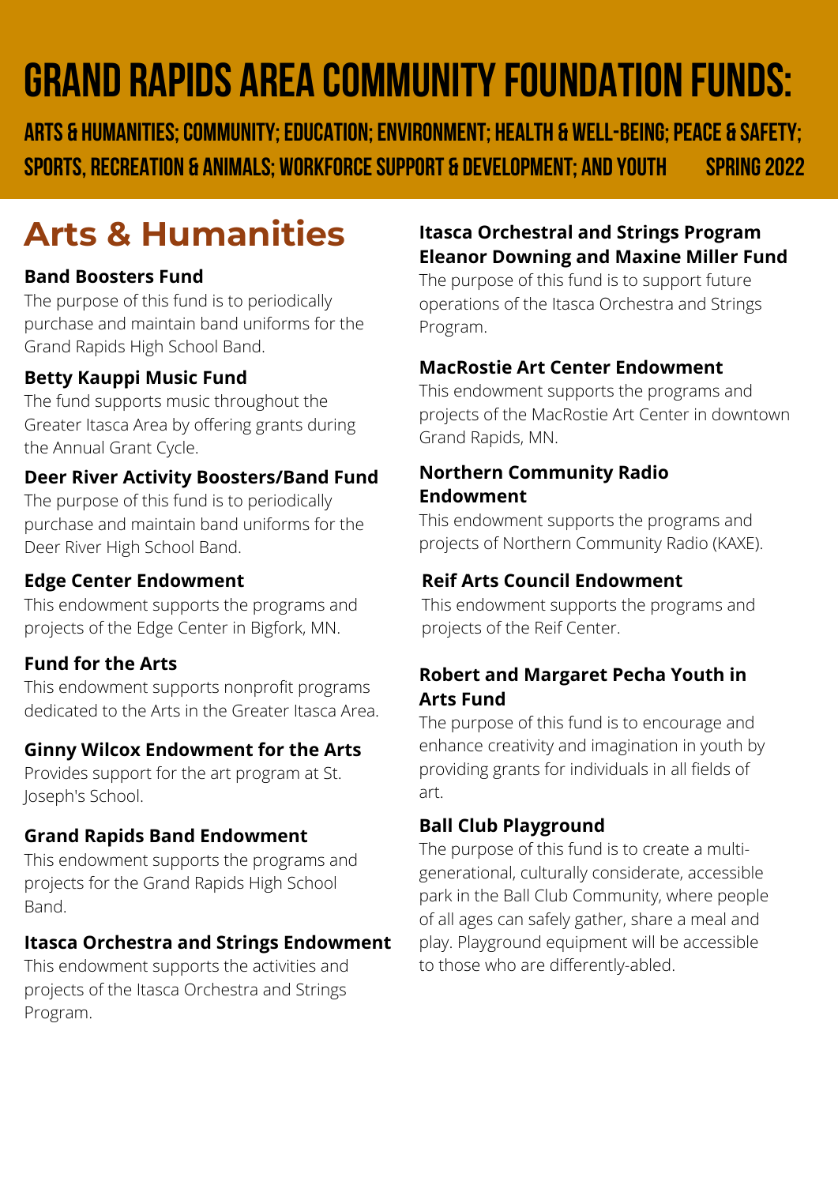# GRAND RAPIDS AREA COMMUNITY FOUNDATION FUNDS:

**ARTS & HUMANITIES; COMMUNITY; EDUCATION; ENVIRONMENT; HEALTH & WELL-BEING; PEACE & SAFETY; SPORTS, RECREATION & ANIMALS; WORKFORCE SUPPORT & DEVELOPMENT; AND YOUTH SPRING 2022**

## Arts & Humanities

**Band Boosters Fund**
The purpose of this fund is to periodically purchase and maintain band uniforms for the Grand Rapids High School Band.

**Betty Kauppi Music Fund**
The fund supports music throughout the Greater Itasca Area by offering grants during the Annual Grant Cycle.

**Deer River Activity Boosters/Band Fund**
The purpose of this fund is to periodically purchase and maintain band uniforms for the Deer River High School Band.

**Edge Center Endowment**
This endowment supports the programs and projects of the Edge Center in Bigfork, MN.

**Fund for the Arts**
This endowment supports nonprofit programs dedicated to the Arts in the Greater Itasca Area.

**Ginny Wilcox Endowment for the Arts**
Provides support for the art program at St. Joseph's School.

**Grand Rapids Band Endowment**
This endowment supports the programs and projects for the Grand Rapids High School Band.

**Itasca Orchestra and Strings Endowment**
This endowment supports the activities and projects of the Itasca Orchestra and Strings Program.

**Itasca Orchestral and Strings Program Eleanor Downing and Maxine Miller Fund**
The purpose of this fund is to support future operations of the Itasca Orchestra and Strings Program.

**MacRostie Art Center Endowment**
This endowment supports the programs and projects of the MacRostie Art Center in downtown Grand Rapids, MN.

**Northern Community Radio Endowment**
This endowment supports the programs and projects of Northern Community Radio (KAXE).

**Reif Arts Council Endowment**
This endowment supports the programs and projects of the Reif Center.

**Robert and Margaret Pecha Youth in Arts Fund**
The purpose of this fund is to encourage and enhance creativity and imagination in youth by providing grants for individuals in all fields of art.

**Ball Club Playground**
The purpose of this fund is to create a multi-generational, culturally considerate, accessible park in the Ball Club Community, where people of all ages can safely gather, share a meal and play. Playground equipment will be accessible to those who are differently-abled.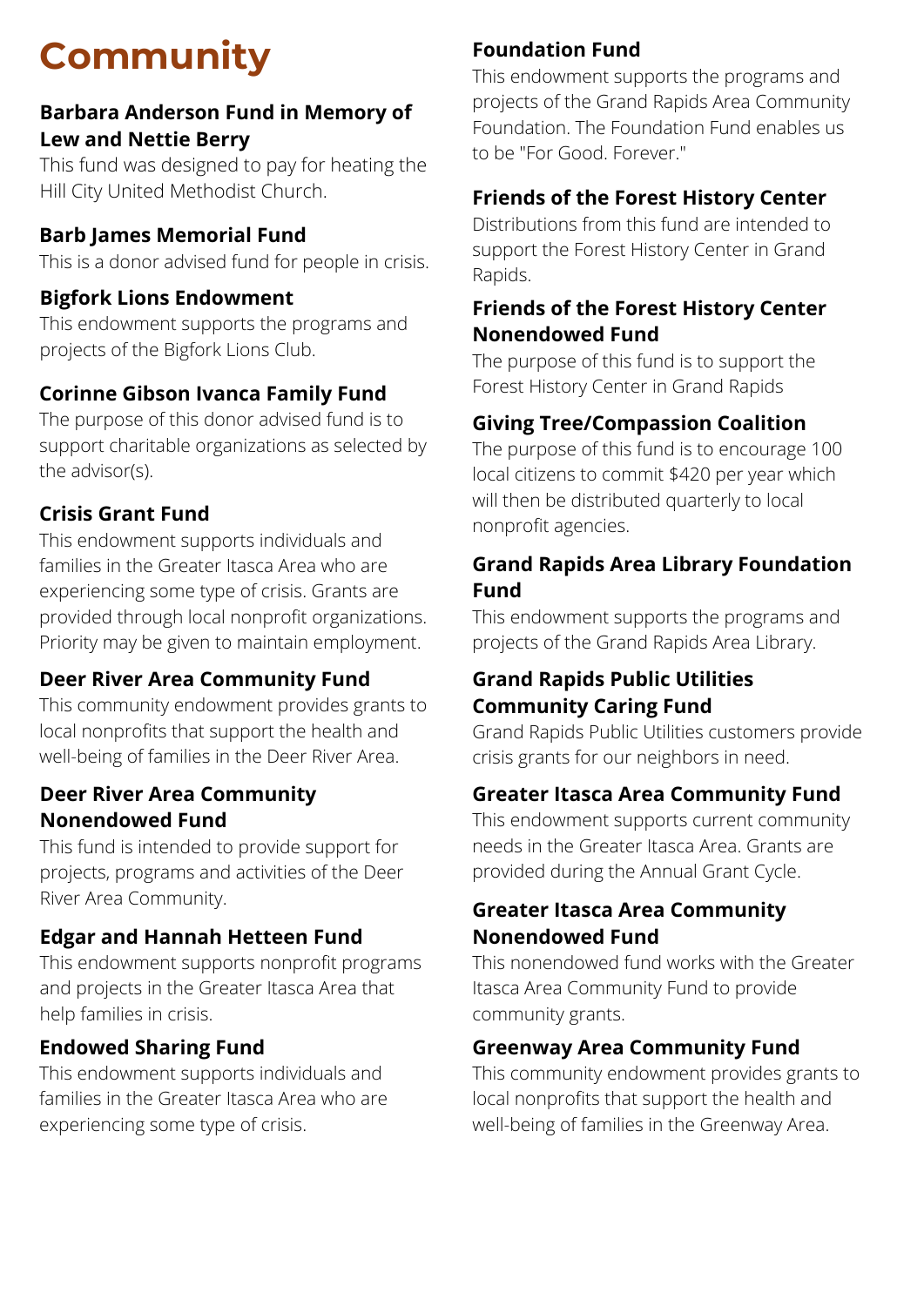# Community

### Barbara Anderson Fund in Memory of Lew and Nettie Berry

This fund was designed to pay for heating the Hill City United Methodist Church.

### Barb James Memorial Fund

This is a donor advised fund for people in crisis.

### Bigfork Lions Endowment

This endowment supports the programs and projects of the Bigfork Lions Club.

### Corinne Gibson Ivanca Family Fund

The purpose of this donor advised fund is to support charitable organizations as selected by the advisor(s).

### Crisis Grant Fund

This endowment supports individuals and families in the Greater Itasca Area who are experiencing some type of crisis. Grants are provided through local nonprofit organizations. Priority may be given to maintain employment.

### Deer River Area Community Fund

This community endowment provides grants to local nonprofits that support the health and well-being of families in the Deer River Area.

### Deer River Area Community Nonendowed Fund

This fund is intended to provide support for projects, programs and activities of the Deer River Area Community.

### Edgar and Hannah Hetteen Fund

This endowment supports nonprofit programs and projects in the Greater Itasca Area that help families in crisis.

### Endowed Sharing Fund

This endowment supports individuals and families in the Greater Itasca Area who are experiencing some type of crisis.

### Foundation Fund

This endowment supports the programs and projects of the Grand Rapids Area Community Foundation. The Foundation Fund enables us to be "For Good. Forever."

### Friends of the Forest History Center

Distributions from this fund are intended to support the Forest History Center in Grand Rapids.

### Friends of the Forest History Center Nonendowed Fund

The purpose of this fund is to support the Forest History Center in Grand Rapids

### Giving Tree/Compassion Coalition

The purpose of this fund is to encourage 100 local citizens to commit $420 per year which will then be distributed quarterly to local nonprofit agencies.

### Grand Rapids Area Library Foundation Fund

This endowment supports the programs and projects of the Grand Rapids Area Library.

### Grand Rapids Public Utilities Community Caring Fund

Grand Rapids Public Utilities customers provide crisis grants for our neighbors in need.

### Greater Itasca Area Community Fund

This endowment supports current community needs in the Greater Itasca Area. Grants are provided during the Annual Grant Cycle.

### Greater Itasca Area Community Nonendowed Fund

This nonendowed fund works with the Greater Itasca Area Community Fund to provide community grants.

### Greenway Area Community Fund

This community endowment provides grants to local nonprofits that support the health and well-being of families in the Greenway Area.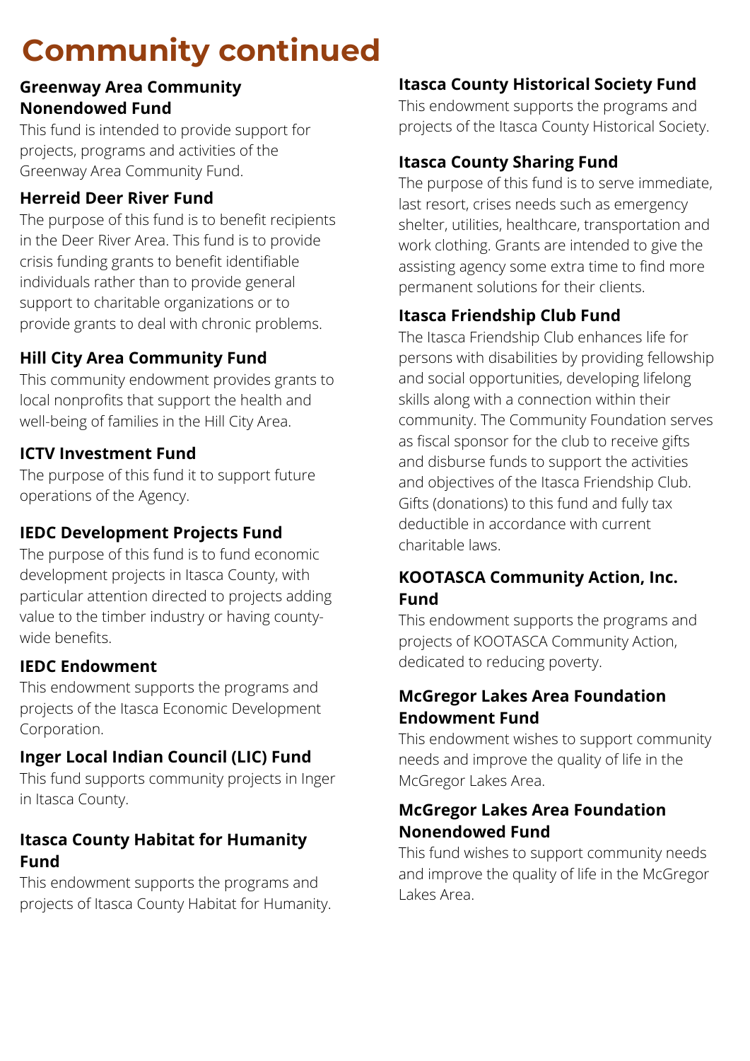# Community continued

### Greenway Area Community Nonendowed Fund

This fund is intended to provide support for projects, programs and activities of the Greenway Area Community Fund.

### Herreid Deer River Fund

The purpose of this fund is to benefit recipients in the Deer River Area. This fund is to provide crisis funding grants to benefit identifiable individuals rather than to provide general support to charitable organizations or to provide grants to deal with chronic problems.

### Hill City Area Community Fund

This community endowment provides grants to local nonprofits that support the health and well-being of families in the Hill City Area.

### ICTV Investment Fund

The purpose of this fund it to support future operations of the Agency.

### IEDC Development Projects Fund

The purpose of this fund is to fund economic development projects in Itasca County, with particular attention directed to projects adding value to the timber industry or having county-wide benefits.

### IEDC Endowment

This endowment supports the programs and projects of the Itasca Economic Development Corporation.

### Inger Local Indian Council (LIC) Fund

This fund supports community projects in Inger in Itasca County.

### Itasca County Habitat for Humanity Fund

This endowment supports the programs and projects of Itasca County Habitat for Humanity.

### Itasca County Historical Society Fund

This endowment supports the programs and projects of the Itasca County Historical Society.

### Itasca County Sharing Fund

The purpose of this fund is to serve immediate, last resort, crises needs such as emergency shelter, utilities, healthcare, transportation and work clothing. Grants are intended to give the assisting agency some extra time to find more permanent solutions for their clients.

### Itasca Friendship Club Fund

The Itasca Friendship Club enhances life for persons with disabilities by providing fellowship and social opportunities, developing lifelong skills along with a connection within their community. The Community Foundation serves as fiscal sponsor for the club to receive gifts and disburse funds to support the activities and objectives of the Itasca Friendship Club. Gifts (donations) to this fund and fully tax deductible in accordance with current charitable laws.

### KOOTASCA Community Action, Inc. Fund

This endowment supports the programs and projects of KOOTASCA Community Action, dedicated to reducing poverty.

### McGregor Lakes Area Foundation Endowment Fund

This endowment wishes to support community needs and improve the quality of life in the McGregor Lakes Area.

### McGregor Lakes Area Foundation Nonendowed Fund

This fund wishes to support community needs and improve the quality of life in the McGregor Lakes Area.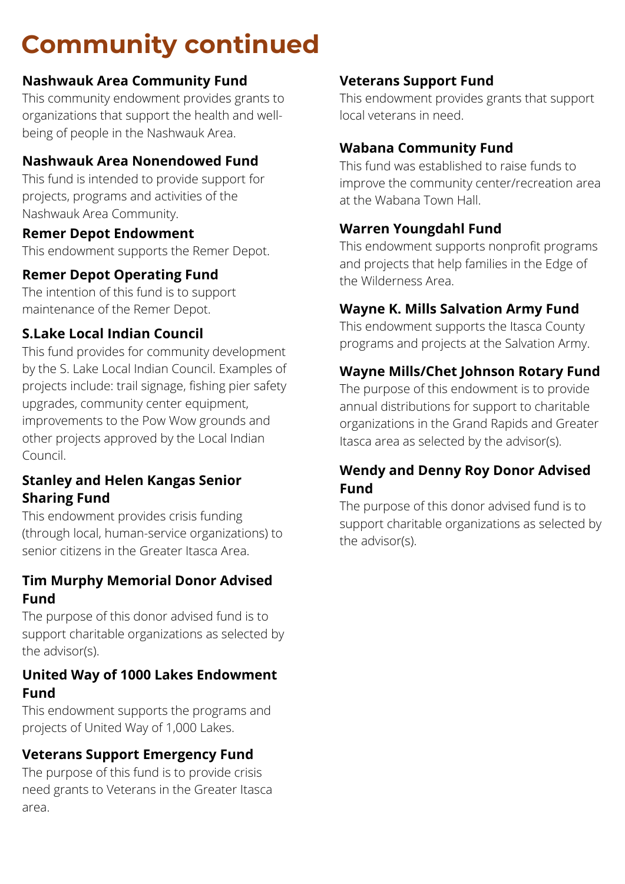# Community continued

### Nashwauk Area Community Fund

This community endowment provides grants to organizations that support the health and well-being of people in the Nashwauk Area.

### Nashwauk Area Nonendowed Fund

This fund is intended to provide support for projects, programs and activities of the Nashwauk Area Community.

### Remer Depot Endowment

This endowment supports the Remer Depot.

### Remer Depot Operating Fund

The intention of this fund is to support maintenance of the Remer Depot.

### S.Lake Local Indian Council

This fund provides for community development by the S. Lake Local Indian Council. Examples of projects include: trail signage, fishing pier safety upgrades, community center equipment, improvements to the Pow Wow grounds and other projects approved by the Local Indian Council.

### Stanley and Helen Kangas Senior Sharing Fund

This endowment provides crisis funding (through local, human-service organizations) to senior citizens in the Greater Itasca Area.

### Tim Murphy Memorial Donor Advised Fund

The purpose of this donor advised fund is to support charitable organizations as selected by the advisor(s).

### United Way of 1000 Lakes Endowment Fund

This endowment supports the programs and projects of United Way of 1,000 Lakes.

### Veterans Support Emergency Fund

The purpose of this fund is to provide crisis need grants to Veterans in the Greater Itasca area.

### Veterans Support Fund

This endowment provides grants that support local veterans in need.

### Wabana Community Fund

This fund was established to raise funds to improve the community center/recreation area at the Wabana Town Hall.

### Warren Youngdahl Fund

This endowment supports nonprofit programs and projects that help families in the Edge of the Wilderness Area.

### Wayne K. Mills Salvation Army Fund

This endowment supports the Itasca County programs and projects at the Salvation Army.

### Wayne Mills/Chet Johnson Rotary Fund

The purpose of this endowment is to provide annual distributions for support to charitable organizations in the Grand Rapids and Greater Itasca area as selected by the advisor(s).

### Wendy and Denny Roy Donor Advised Fund

The purpose of this donor advised fund is to support charitable organizations as selected by the advisor(s).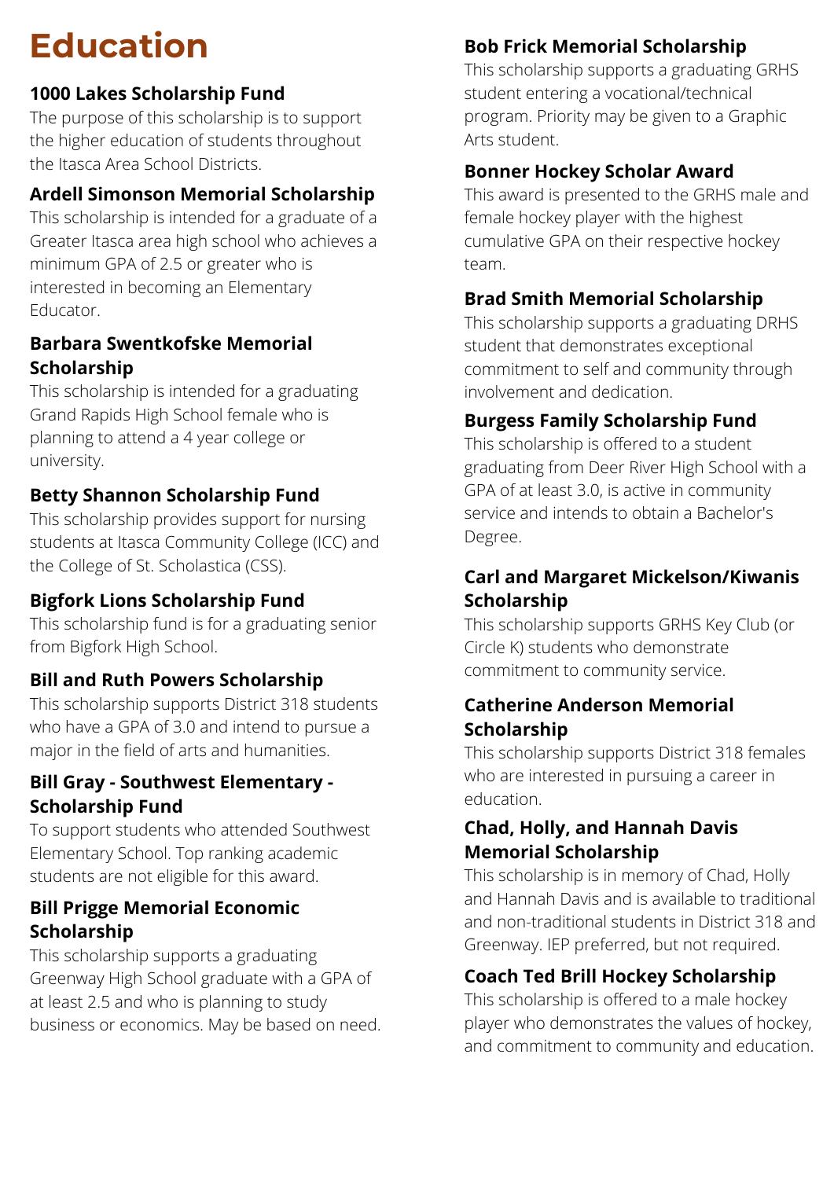# Education

### 1000 Lakes Scholarship Fund

The purpose of this scholarship is to support the higher education of students throughout the Itasca Area School Districts.

### Ardell Simonson Memorial Scholarship

This scholarship is intended for a graduate of a Greater Itasca area high school who achieves a minimum GPA of 2.5 or greater who is interested in becoming an Elementary Educator.

### Barbara Swentkofske Memorial Scholarship

This scholarship is intended for a graduating Grand Rapids High School female who is planning to attend a 4 year college or university.

### Betty Shannon Scholarship Fund

This scholarship provides support for nursing students at Itasca Community College (ICC) and the College of St. Scholastica (CSS).

### Bigfork Lions Scholarship Fund

This scholarship fund is for a graduating senior from Bigfork High School.

### Bill and Ruth Powers Scholarship

This scholarship supports District 318 students who have a GPA of 3.0 and intend to pursue a major in the field of arts and humanities.

### Bill Gray - Southwest Elementary - Scholarship Fund

To support students who attended Southwest Elementary School. Top ranking academic students are not eligible for this award.

### Bill Prigge Memorial Economic Scholarship

This scholarship supports a graduating Greenway High School graduate with a GPA of at least 2.5 and who is planning to study business or economics. May be based on need.

### Bob Frick Memorial Scholarship

This scholarship supports a graduating GRHS student entering a vocational/technical program. Priority may be given to a Graphic Arts student.

### Bonner Hockey Scholar Award

This award is presented to the GRHS male and female hockey player with the highest cumulative GPA on their respective hockey team.

### Brad Smith Memorial Scholarship

This scholarship supports a graduating DRHS student that demonstrates exceptional commitment to self and community through involvement and dedication.

### Burgess Family Scholarship Fund

This scholarship is offered to a student graduating from Deer River High School with a GPA of at least 3.0, is active in community service and intends to obtain a Bachelor's Degree.

### Carl and Margaret Mickelson/Kiwanis Scholarship

This scholarship supports GRHS Key Club (or Circle K) students who demonstrate commitment to community service.

### Catherine Anderson Memorial Scholarship

This scholarship supports District 318 females who are interested in pursuing a career in education.

### Chad, Holly, and Hannah Davis Memorial Scholarship

This scholarship is in memory of Chad, Holly and Hannah Davis and is available to traditional and non-traditional students in District 318 and Greenway. IEP preferred, but not required.

### Coach Ted Brill Hockey Scholarship

This scholarship is offered to a male hockey player who demonstrates the values of hockey, and commitment to community and education.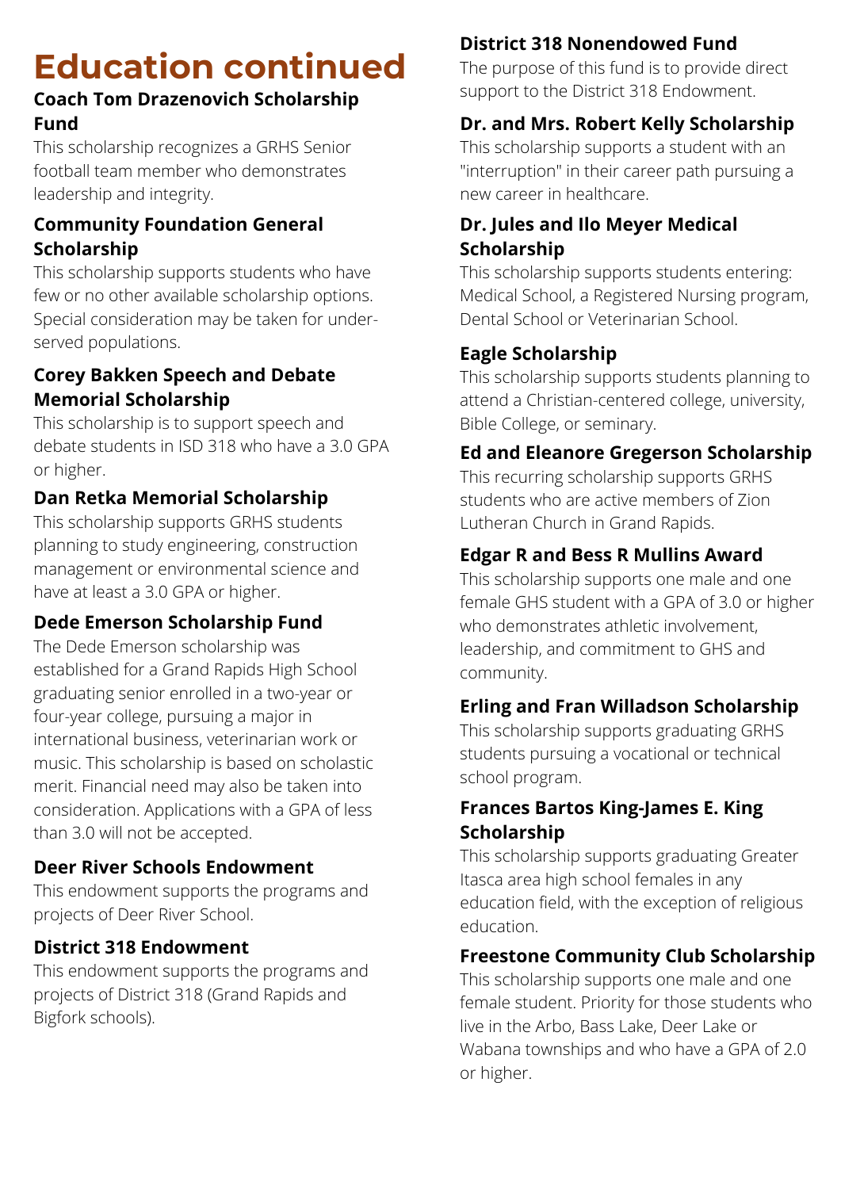# Education continued

### Coach Tom Drazenovich Scholarship Fund

This scholarship recognizes a GRHS Senior football team member who demonstrates leadership and integrity.

### Community Foundation General Scholarship

This scholarship supports students who have few or no other available scholarship options. Special consideration may be taken for under-served populations.

### Corey Bakken Speech and Debate Memorial Scholarship

This scholarship is to support speech and debate students in ISD 318 who have a 3.0 GPA or higher.

### Dan Retka Memorial Scholarship

This scholarship supports GRHS students planning to study engineering, construction management or environmental science and have at least a 3.0 GPA or higher.

### Dede Emerson Scholarship Fund

The Dede Emerson scholarship was established for a Grand Rapids High School graduating senior enrolled in a two-year or four-year college, pursuing a major in international business, veterinarian work or music. This scholarship is based on scholastic merit. Financial need may also be taken into consideration. Applications with a GPA of less than 3.0 will not be accepted.

### Deer River Schools Endowment

This endowment supports the programs and projects of Deer River School.

### District 318 Endowment

This endowment supports the programs and projects of District 318 (Grand Rapids and Bigfork schools).

### District 318 Nonendowed Fund

The purpose of this fund is to provide direct support to the District 318 Endowment.

### Dr. and Mrs. Robert Kelly Scholarship

This scholarship supports a student with an "interruption" in their career path pursuing a new career in healthcare.

### Dr. Jules and Ilo Meyer Medical Scholarship

This scholarship supports students entering: Medical School, a Registered Nursing program, Dental School or Veterinarian School.

### Eagle Scholarship

This scholarship supports students planning to attend a Christian-centered college, university, Bible College, or seminary.

### Ed and Eleanore Gregerson Scholarship

This recurring scholarship supports GRHS students who are active members of Zion Lutheran Church in Grand Rapids.

### Edgar R and Bess R Mullins Award

This scholarship supports one male and one female GHS student with a GPA of 3.0 or higher who demonstrates athletic involvement, leadership, and commitment to GHS and community.

### Erling and Fran Willadson Scholarship

This scholarship supports graduating GRHS students pursuing a vocational or technical school program.

### Frances Bartos King-James E. King Scholarship

This scholarship supports graduating Greater Itasca area high school females in any education field, with the exception of religious education.

### Freestone Community Club Scholarship

This scholarship supports one male and one female student. Priority for those students who live in the Arbo, Bass Lake, Deer Lake or Wabana townships and who have a GPA of 2.0 or higher.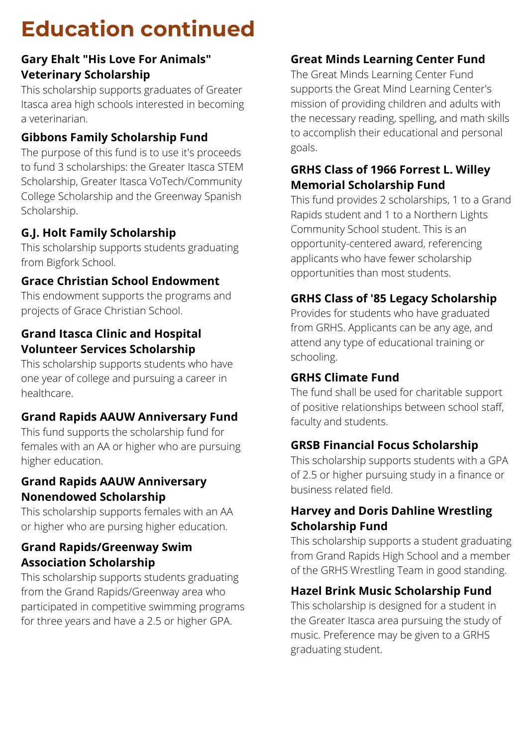# Education continued

### Gary Ehalt "His Love For Animals" Veterinary Scholarship

This scholarship supports graduates of Greater Itasca area high schools interested in becoming a veterinarian.

### Gibbons Family Scholarship Fund

The purpose of this fund is to use it's proceeds to fund 3 scholarships: the Greater Itasca STEM Scholarship, Greater Itasca VoTech/Community College Scholarship and the Greenway Spanish Scholarship.

### G.J. Holt Family Scholarship

This scholarship supports students graduating from Bigfork School.

### Grace Christian School Endowment

This endowment supports the programs and projects of Grace Christian School.

### Grand Itasca Clinic and Hospital Volunteer Services Scholarship

This scholarship supports students who have one year of college and pursuing a career in healthcare.

### Grand Rapids AAUW Anniversary Fund

This fund supports the scholarship fund for females with an AA or higher who are pursuing higher education.

### Grand Rapids AAUW Anniversary Nonendowed Scholarship

This scholarship supports females with an AA or higher who are pursing higher education.

### Grand Rapids/Greenway Swim Association Scholarship

This scholarship supports students graduating from the Grand Rapids/Greenway area who participated in competitive swimming programs for three years and have a 2.5 or higher GPA.

### Great Minds Learning Center Fund

The Great Minds Learning Center Fund supports the Great Mind Learning Center's mission of providing children and adults with the necessary reading, spelling, and math skills to accomplish their educational and personal goals.

### GRHS Class of 1966 Forrest L. Willey Memorial Scholarship Fund

This fund provides 2 scholarships, 1 to a Grand Rapids student and 1 to a Northern Lights Community School student. This is an opportunity-centered award, referencing applicants who have fewer scholarship opportunities than most students.

### GRHS Class of '85 Legacy Scholarship

Provides for students who have graduated from GRHS. Applicants can be any age, and attend any type of educational training or schooling.

### GRHS Climate Fund

The fund shall be used for charitable support of positive relationships between school staff, faculty and students.

### GRSB Financial Focus Scholarship

This scholarship supports students with a GPA of 2.5 or higher pursuing study in a finance or business related field.

### Harvey and Doris Dahline Wrestling Scholarship Fund

This scholarship supports a student graduating from Grand Rapids High School and a member of the GRHS Wrestling Team in good standing.

### Hazel Brink Music Scholarship Fund

This scholarship is designed for a student in the Greater Itasca area pursuing the study of music. Preference may be given to a GRHS graduating student.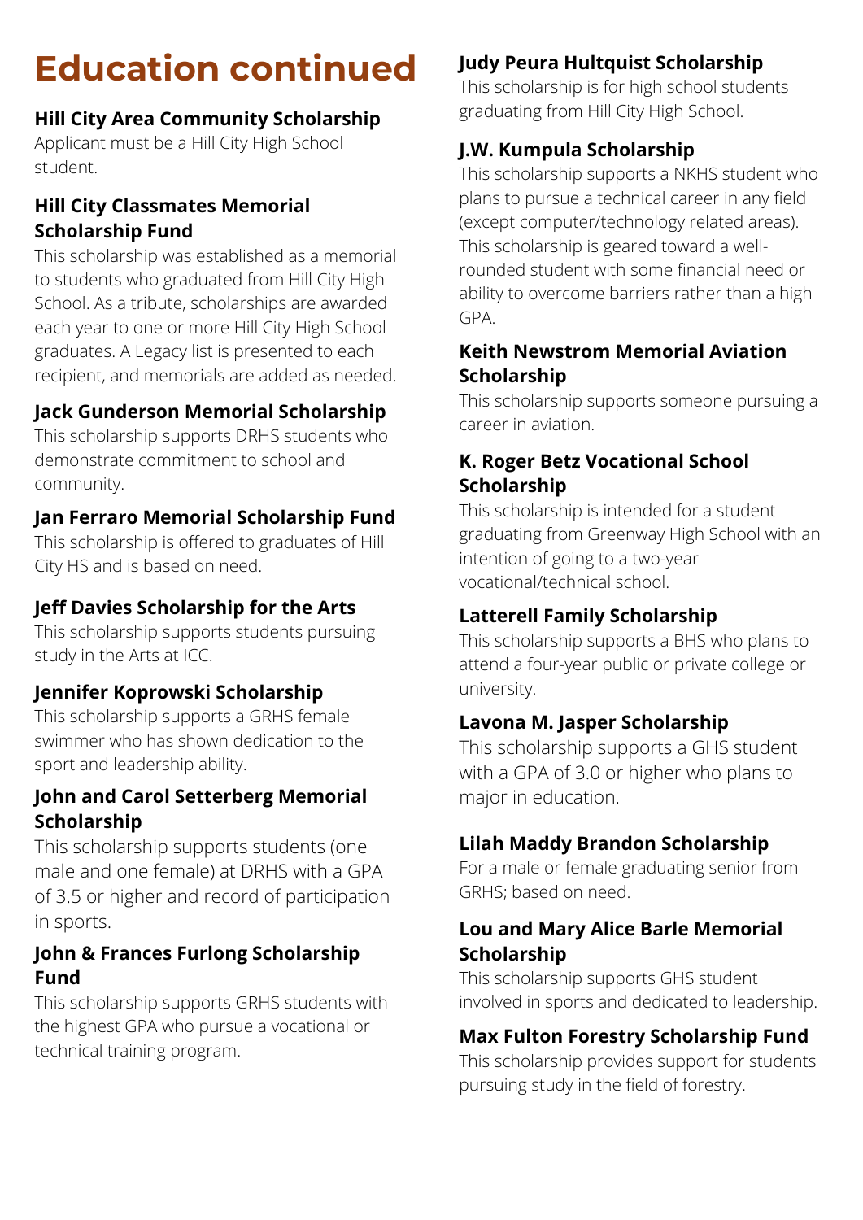# Education continued

### Hill City Area Community Scholarship

Applicant must be a Hill City High School student.

### Hill City Classmates Memorial Scholarship Fund

This scholarship was established as a memorial to students who graduated from Hill City High School. As a tribute, scholarships are awarded each year to one or more Hill City High School graduates. A Legacy list is presented to each recipient, and memorials are added as needed.

### Jack Gunderson Memorial Scholarship

This scholarship supports DRHS students who demonstrate commitment to school and community.

### Jan Ferraro Memorial Scholarship Fund

This scholarship is offered to graduates of Hill City HS and is based on need.

### Jeff Davies Scholarship for the Arts

This scholarship supports students pursuing study in the Arts at ICC.

### Jennifer Koprowski Scholarship

This scholarship supports a GRHS female swimmer who has shown dedication to the sport and leadership ability.

### John and Carol Setterberg Memorial Scholarship

This scholarship supports students (one male and one female) at DRHS with a GPA of 3.5 or higher and record of participation in sports.

### John & Frances Furlong Scholarship Fund

This scholarship supports GRHS students with the highest GPA who pursue a vocational or technical training program.

### Judy Peura Hultquist Scholarship

This scholarship is for high school students graduating from Hill City High School.

### J.W. Kumpula Scholarship

This scholarship supports a NKHS student who plans to pursue a technical career in any field (except computer/technology related areas). This scholarship is geared toward a well-rounded student with some financial need or ability to overcome barriers rather than a high GPA.

### Keith Newstrom Memorial Aviation Scholarship

This scholarship supports someone pursuing a career in aviation.

### K. Roger Betz Vocational School Scholarship

This scholarship is intended for a student graduating from Greenway High School with an intention of going to a two-year vocational/technical school.

### Latterell Family Scholarship

This scholarship supports a BHS who plans to attend a four-year public or private college or university.

### Lavona M. Jasper Scholarship

This scholarship supports a GHS student with a GPA of 3.0 or higher who plans to major in education.

### Lilah Maddy Brandon Scholarship

For a male or female graduating senior from GRHS; based on need.

### Lou and Mary Alice Barle Memorial Scholarship

This scholarship supports GHS student involved in sports and dedicated to leadership.

### Max Fulton Forestry Scholarship Fund

This scholarship provides support for students pursuing study in the field of forestry.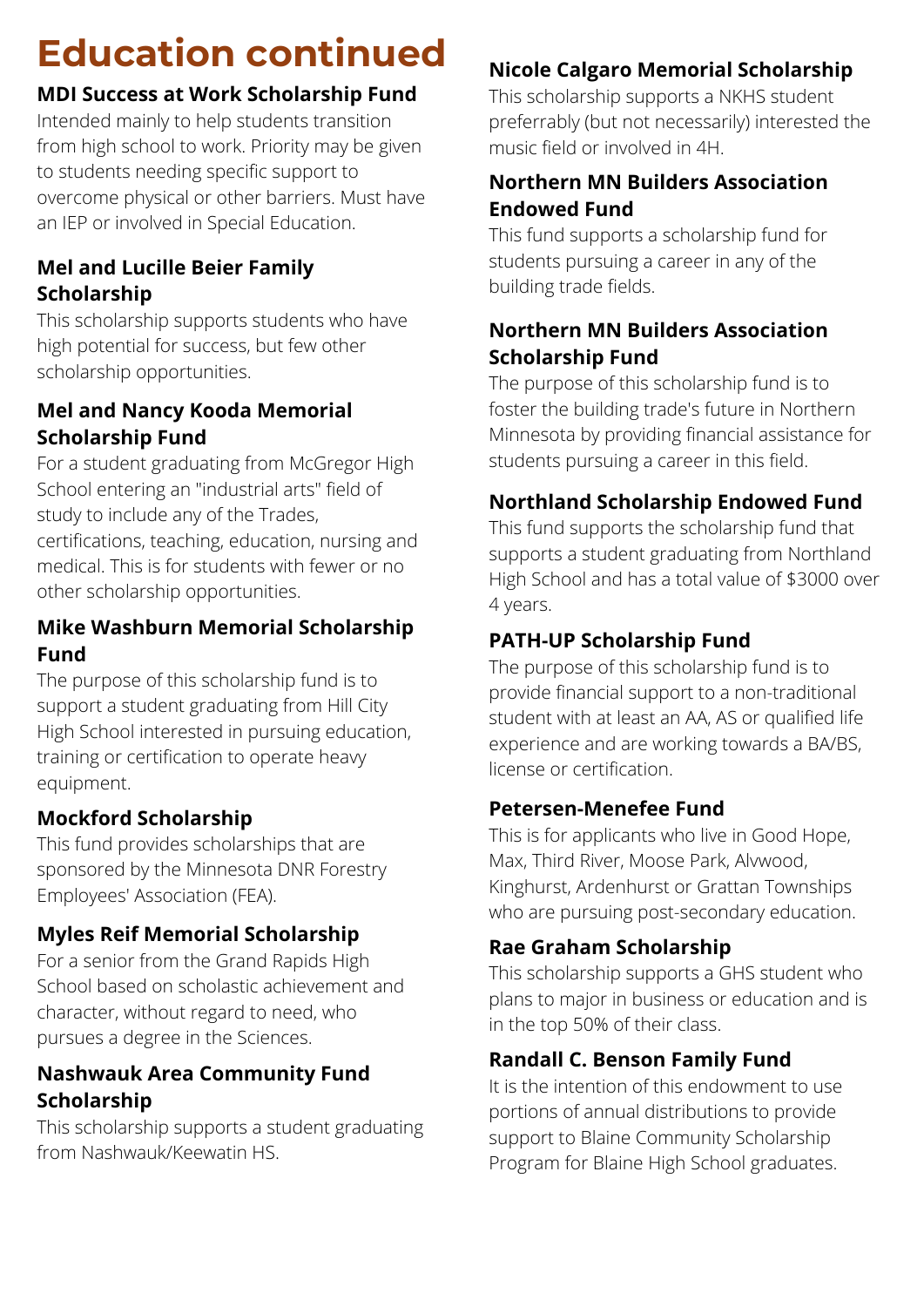# Education continued

### MDI Success at Work Scholarship Fund

Intended mainly to help students transition from high school to work. Priority may be given to students needing specific support to overcome physical or other barriers. Must have an IEP or involved in Special Education.

### Mel and Lucille Beier Family Scholarship

This scholarship supports students who have high potential for success, but few other scholarship opportunities.

### Mel and Nancy Kooda Memorial Scholarship Fund

For a student graduating from McGregor High School entering an "industrial arts" field of study to include any of the Trades, certifications, teaching, education, nursing and medical. This is for students with fewer or no other scholarship opportunities.

### Mike Washburn Memorial Scholarship Fund

The purpose of this scholarship fund is to support a student graduating from Hill City High School interested in pursuing education, training or certification to operate heavy equipment.

### Mockford Scholarship

This fund provides scholarships that are sponsored by the Minnesota DNR Forestry Employees' Association (FEA).

### Myles Reif Memorial Scholarship

For a senior from the Grand Rapids High School based on scholastic achievement and character, without regard to need, who pursues a degree in the Sciences.

### Nashwauk Area Community Fund Scholarship

This scholarship supports a student graduating from Nashwauk/Keewatin HS.

### Nicole Calgaro Memorial Scholarship

This scholarship supports a NKHS student preferrably (but not necessarily) interested the music field or involved in 4H.

### Northern MN Builders Association Endowed Fund

This fund supports a scholarship fund for students pursuing a career in any of the building trade fields.

### Northern MN Builders Association Scholarship Fund

The purpose of this scholarship fund is to foster the building trade's future in Northern Minnesota by providing financial assistance for students pursuing a career in this field.

### Northland Scholarship Endowed Fund

This fund supports the scholarship fund that supports a student graduating from Northland High School and has a total value of $3000 over 4 years.

### PATH-UP Scholarship Fund

The purpose of this scholarship fund is to provide financial support to a non-traditional student with at least an AA, AS or qualified life experience and are working towards a BA/BS, license or certification.

### Petersen-Menefee Fund

This is for applicants who live in Good Hope, Max, Third River, Moose Park, Alvwood, Kinghurst, Ardenhurst or Grattan Townships who are pursuing post-secondary education.

### Rae Graham Scholarship

This scholarship supports a GHS student who plans to major in business or education and is in the top 50% of their class.

### Randall C. Benson Family Fund

It is the intention of this endowment to use portions of annual distributions to provide support to Blaine Community Scholarship Program for Blaine High School graduates.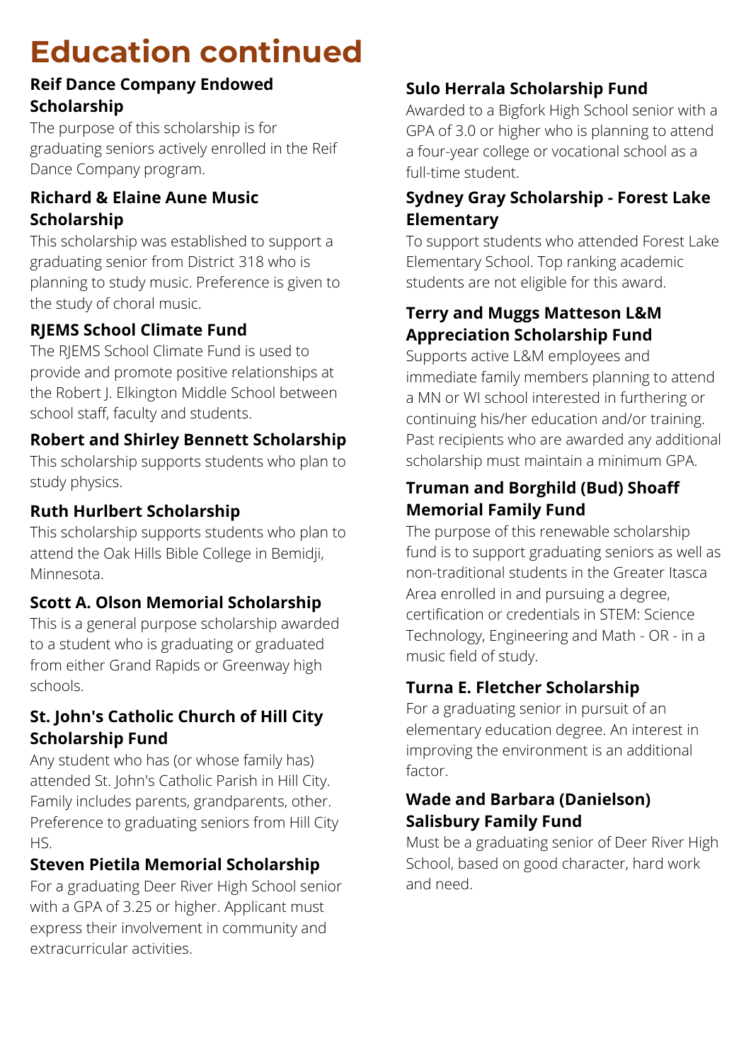# Education continued

### Reif Dance Company Endowed Scholarship

The purpose of this scholarship is for graduating seniors actively enrolled in the Reif Dance Company program.

### Richard & Elaine Aune Music Scholarship

This scholarship was established to support a graduating senior from District 318 who is planning to study music. Preference is given to the study of choral music.

### RJEMS School Climate Fund

The RJEMS School Climate Fund is used to provide and promote positive relationships at the Robert J. Elkington Middle School between school staff, faculty and students.

### Robert and Shirley Bennett Scholarship

This scholarship supports students who plan to study physics.

### Ruth Hurlbert Scholarship

This scholarship supports students who plan to attend the Oak Hills Bible College in Bemidji, Minnesota.

### Scott A. Olson Memorial Scholarship

This is a general purpose scholarship awarded to a student who is graduating or graduated from either Grand Rapids or Greenway high schools.

### St. John's Catholic Church of Hill City Scholarship Fund

Any student who has (or whose family has) attended St. John's Catholic Parish in Hill City. Family includes parents, grandparents, other. Preference to graduating seniors from Hill City HS.

### Steven Pietila Memorial Scholarship

For a graduating Deer River High School senior with a GPA of 3.25 or higher. Applicant must express their involvement in community and extracurricular activities.

### Sulo Herrala Scholarship Fund

Awarded to a Bigfork High School senior with a GPA of 3.0 or higher who is planning to attend a four-year college or vocational school as a full-time student.

### Sydney Gray Scholarship - Forest Lake Elementary

To support students who attended Forest Lake Elementary School. Top ranking academic students are not eligible for this award.

### Terry and Muggs Matteson L&M Appreciation Scholarship Fund

Supports active L&M employees and immediate family members planning to attend a MN or WI school interested in furthering or continuing his/her education and/or training. Past recipients who are awarded any additional scholarship must maintain a minimum GPA.

### Truman and Borghild (Bud) Shoaff Memorial Family Fund

The purpose of this renewable scholarship fund is to support graduating seniors as well as non-traditional students in the Greater Itasca Area enrolled in and pursuing a degree, certification or credentials in STEM: Science Technology, Engineering and Math - OR - in a music field of study.

### Turna E. Fletcher Scholarship

For a graduating senior in pursuit of an elementary education degree. An interest in improving the environment is an additional factor.

### Wade and Barbara (Danielson) Salisbury Family Fund

Must be a graduating senior of Deer River High School, based on good character, hard work and need.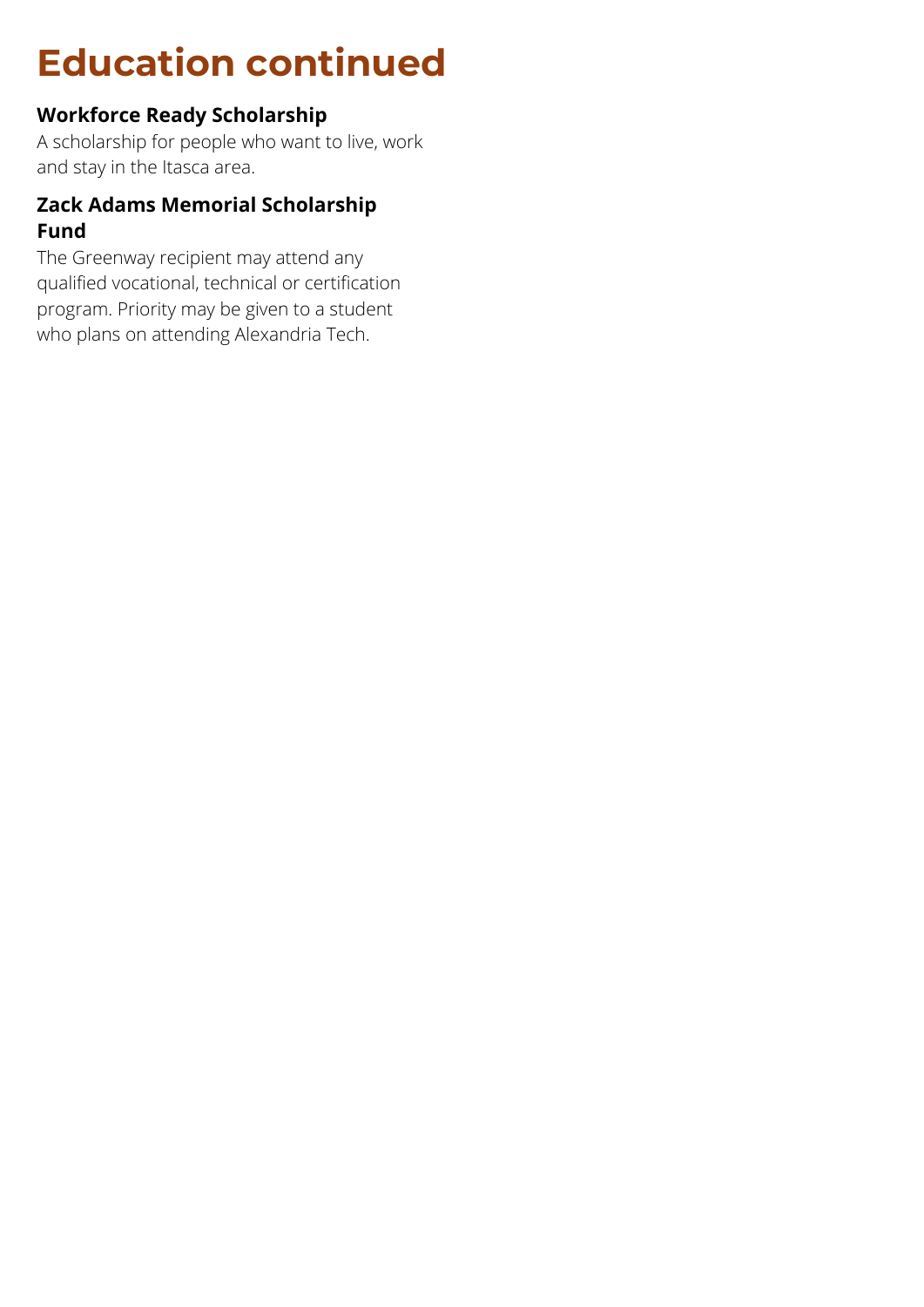# Education continued

### Workforce Ready Scholarship

A scholarship for people who want to live, work and stay in the Itasca area.

### Zack Adams Memorial Scholarship Fund

The Greenway recipient may attend any qualified vocational, technical or certification program. Priority may be given to a student who plans on attending Alexandria Tech.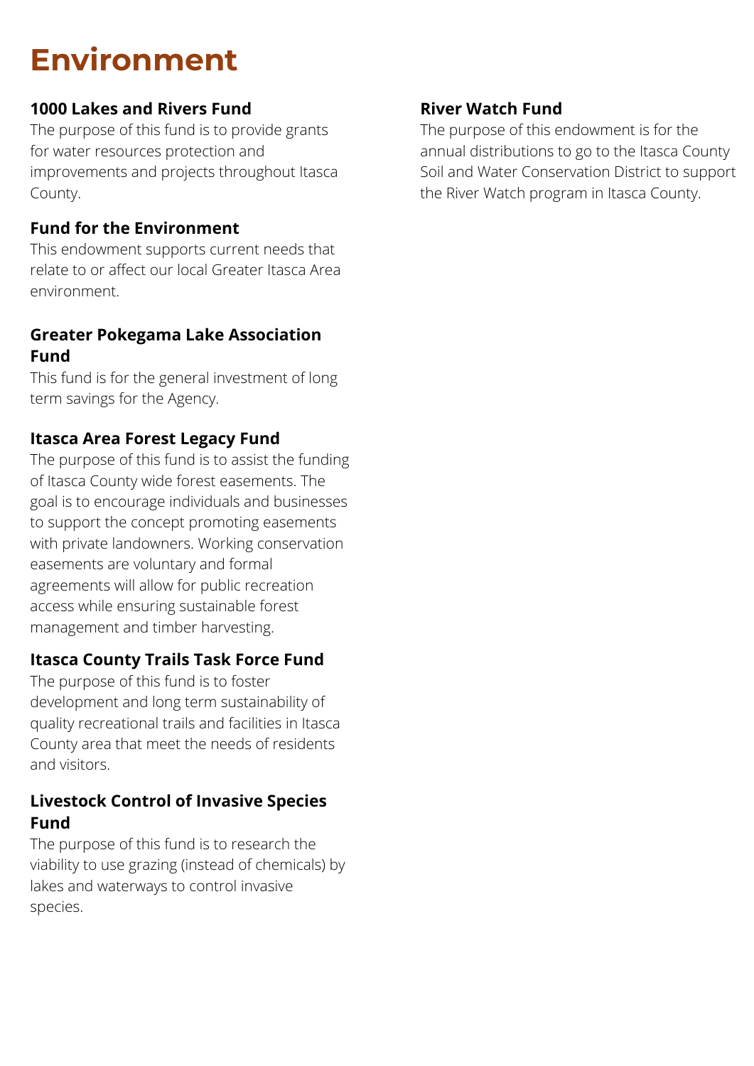# Environment

### 1000 Lakes and Rivers Fund

The purpose of this fund is to provide grants for water resources protection and improvements and projects throughout Itasca County.

### Fund for the Environment

This endowment supports current needs that relate to or affect our local Greater Itasca Area environment.

### Greater Pokegama Lake Association Fund

This fund is for the general investment of long term savings for the Agency.

### Itasca Area Forest Legacy Fund

The purpose of this fund is to assist the funding of Itasca County wide forest easements. The goal is to encourage individuals and businesses to support the concept promoting easements with private landowners. Working conservation easements are voluntary and formal agreements will allow for public recreation access while ensuring sustainable forest management and timber harvesting.

### Itasca County Trails Task Force Fund

The purpose of this fund is to foster development and long term sustainability of quality recreational trails and facilities in Itasca County area that meet the needs of residents and visitors.

### Livestock Control of Invasive Species Fund

The purpose of this fund is to research the viability to use grazing (instead of chemicals) by lakes and waterways to control invasive species.

### River Watch Fund

The purpose of this endowment is for the annual distributions to go to the Itasca County Soil and Water Conservation District to support the River Watch program in Itasca County.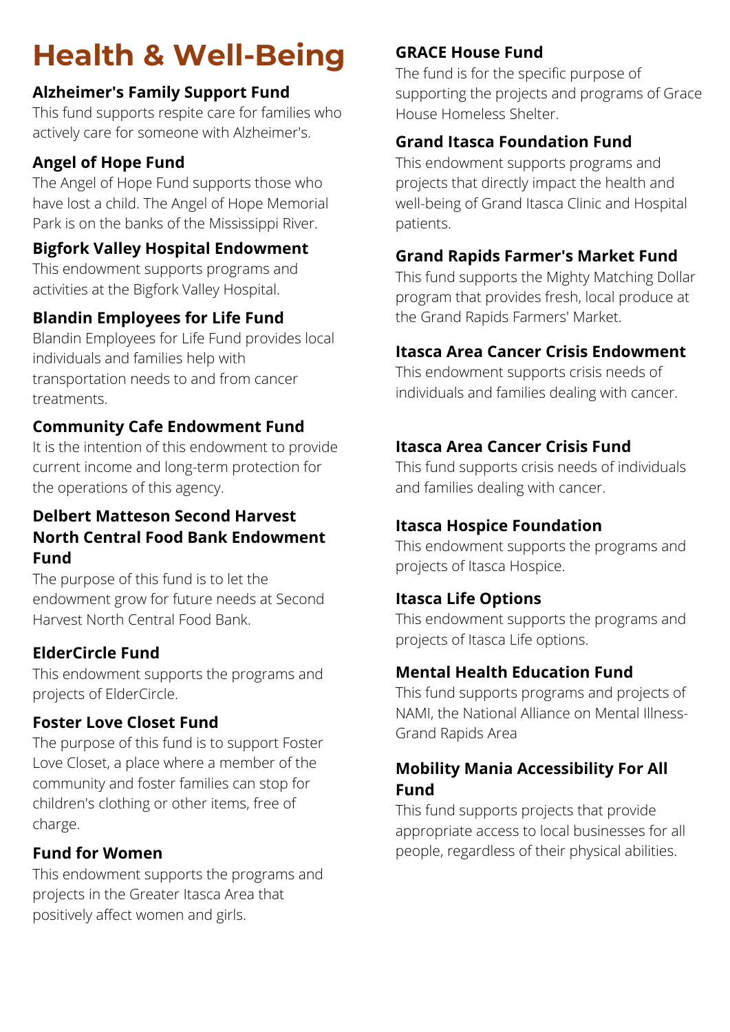# Health & Well-Being

### Alzheimer's Family Support Fund

This fund supports respite care for families who actively care for someone with Alzheimer's.

### Angel of Hope Fund

The Angel of Hope Fund supports those who have lost a child. The Angel of Hope Memorial Park is on the banks of the Mississippi River.

### Bigfork Valley Hospital Endowment

This endowment supports programs and activities at the Bigfork Valley Hospital.

### Blandin Employees for Life Fund

Blandin Employees for Life Fund provides local individuals and families help with transportation needs to and from cancer treatments.

### Community Cafe Endowment Fund

It is the intention of this endowment to provide current income and long-term protection for the operations of this agency.

### Delbert Matteson Second Harvest North Central Food Bank Endowment Fund

The purpose of this fund is to let the endowment grow for future needs at Second Harvest North Central Food Bank.

### ElderCircle Fund

This endowment supports the programs and projects of ElderCircle.

### Foster Love Closet Fund

The purpose of this fund is to support Foster Love Closet, a place where a member of the community and foster families can stop for children's clothing or other items, free of charge.

### Fund for Women

This endowment supports the programs and projects in the Greater Itasca Area that positively affect women and girls.

### GRACE House Fund

The fund is for the specific purpose of supporting the projects and programs of Grace House Homeless Shelter.

### Grand Itasca Foundation Fund

This endowment supports programs and projects that directly impact the health and well-being of Grand Itasca Clinic and Hospital patients.

### Grand Rapids Farmer's Market Fund

This fund supports the Mighty Matching Dollar program that provides fresh, local produce at the Grand Rapids Farmers' Market.

### Itasca Area Cancer Crisis Endowment

This endowment supports crisis needs of individuals and families dealing with cancer.

### Itasca Area Cancer Crisis Fund

This fund supports crisis needs of individuals and families dealing with cancer.

### Itasca Hospice Foundation

This endowment supports the programs and projects of Itasca Hospice.

### Itasca Life Options

This endowment supports the programs and projects of Itasca Life options.

### Mental Health Education Fund

This fund supports programs and projects of NAMI, the National Alliance on Mental Illness-Grand Rapids Area

### Mobility Mania Accessibility For All Fund

This fund supports projects that provide appropriate access to local businesses for all people, regardless of their physical abilities.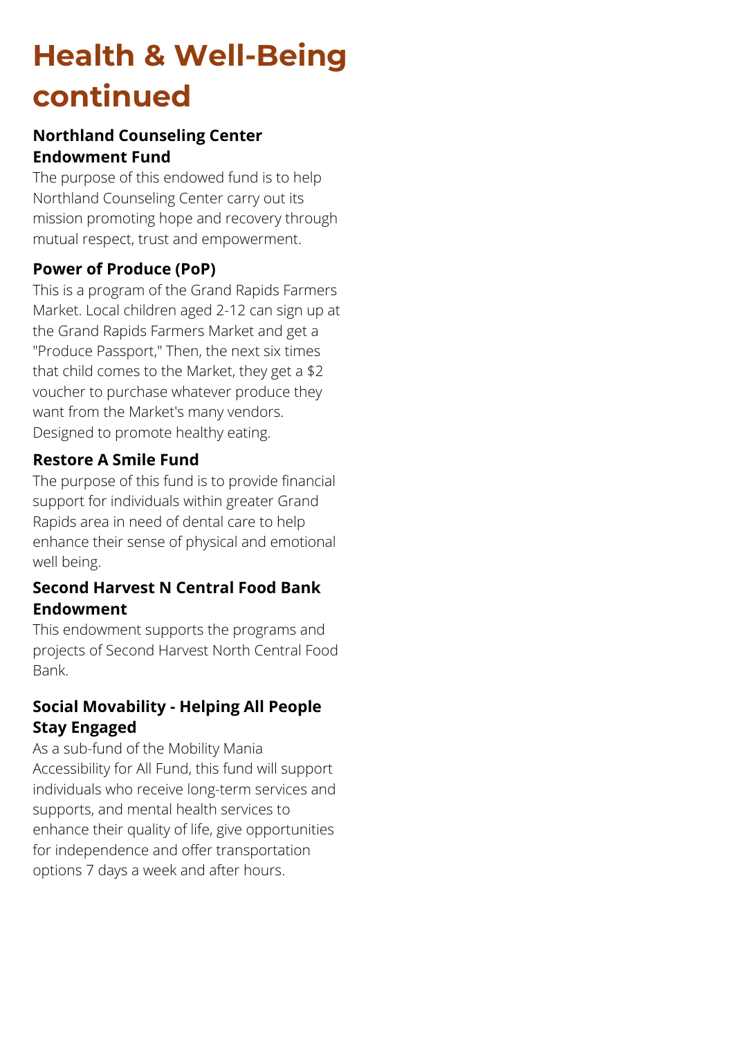# Health & Well-Being continued

### Northland Counseling Center Endowment Fund

The purpose of this endowed fund is to help Northland Counseling Center carry out its mission promoting hope and recovery through mutual respect, trust and empowerment.

### Power of Produce (PoP)

This is a program of the Grand Rapids Farmers Market. Local children aged 2-12 can sign up at the Grand Rapids Farmers Market and get a "Produce Passport," Then, the next six times that child comes to the Market, they get a $2 voucher to purchase whatever produce they want from the Market's many vendors. Designed to promote healthy eating.

### Restore A Smile Fund

The purpose of this fund is to provide financial support for individuals within greater Grand Rapids area in need of dental care to help enhance their sense of physical and emotional well being.

### Second Harvest N Central Food Bank Endowment

This endowment supports the programs and projects of Second Harvest North Central Food Bank.

### Social Movability - Helping All People Stay Engaged

As a sub-fund of the Mobility Mania Accessibility for All Fund, this fund will support individuals who receive long-term services and supports, and mental health services to enhance their quality of life, give opportunities for independence and offer transportation options 7 days a week and after hours.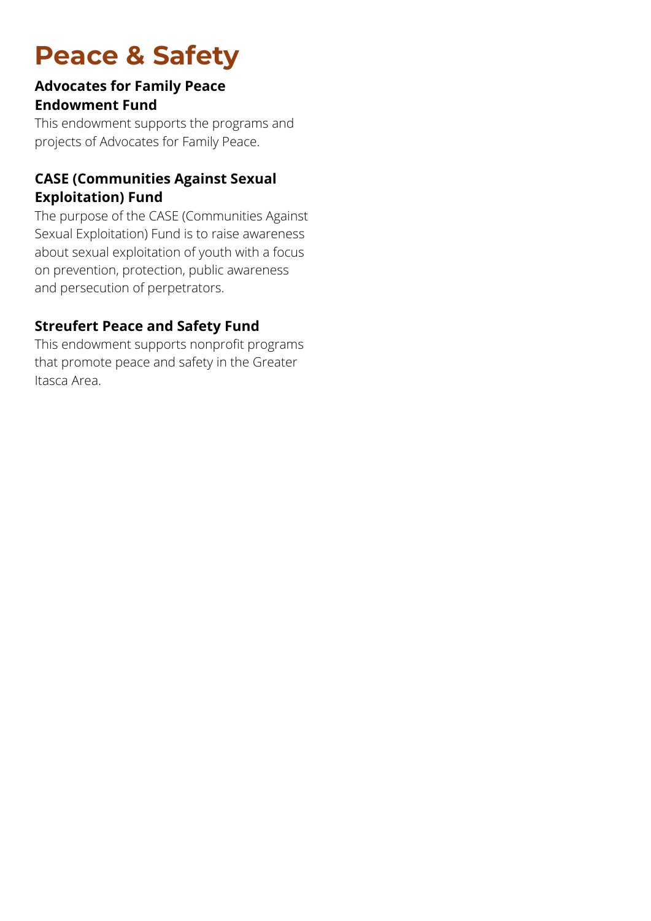# Peace & Safety

**Advocates for Family Peace Endowment Fund**

This endowment supports the programs and projects of Advocates for Family Peace.

**CASE (Communities Against Sexual Exploitation) Fund**

The purpose of the CASE (Communities Against Sexual Exploitation) Fund is to raise awareness about sexual exploitation of youth with a focus on prevention, protection, public awareness and persecution of perpetrators.

**Streufert Peace and Safety Fund**

This endowment supports nonprofit programs that promote peace and safety in the Greater Itasca Area.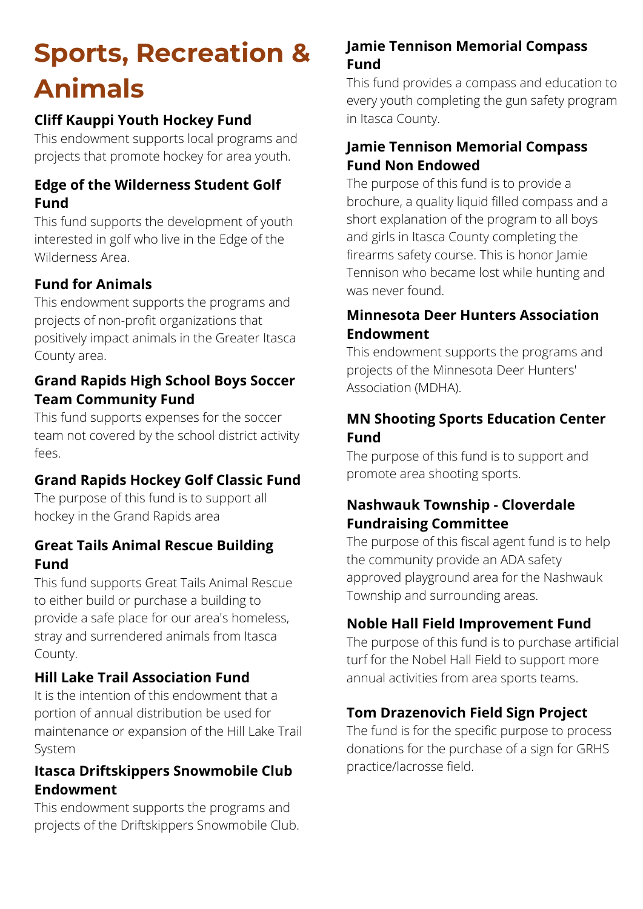# Sports, Recreation & Animals

### Cliff Kauppi Youth Hockey Fund

This endowment supports local programs and projects that promote hockey for area youth.

### Edge of the Wilderness Student Golf Fund

This fund supports the development of youth interested in golf who live in the Edge of the Wilderness Area.

### Fund for Animals

This endowment supports the programs and projects of non-profit organizations that positively impact animals in the Greater Itasca County area.

### Grand Rapids High School Boys Soccer Team Community Fund

This fund supports expenses for the soccer team not covered by the school district activity fees.

### Grand Rapids Hockey Golf Classic Fund

The purpose of this fund is to support all hockey in the Grand Rapids area

### Great Tails Animal Rescue Building Fund

This fund supports Great Tails Animal Rescue to either build or purchase a building to provide a safe place for our area's homeless, stray and surrendered animals from Itasca County.

### Hill Lake Trail Association Fund

It is the intention of this endowment that a portion of annual distribution be used for maintenance or expansion of the Hill Lake Trail System

### Itasca Driftskippers Snowmobile Club Endowment

This endowment supports the programs and projects of the Driftskippers Snowmobile Club.

### Jamie Tennison Memorial Compass Fund

This fund provides a compass and education to every youth completing the gun safety program in Itasca County.

### Jamie Tennison Memorial Compass Fund Non Endowed

The purpose of this fund is to provide a brochure, a quality liquid filled compass and a short explanation of the program to all boys and girls in Itasca County completing the firearms safety course. This is honor Jamie Tennison who became lost while hunting and was never found.

### Minnesota Deer Hunters Association Endowment

This endowment supports the programs and projects of the Minnesota Deer Hunters' Association (MDHA).

### MN Shooting Sports Education Center Fund

The purpose of this fund is to support and promote area shooting sports.

### Nashwauk Township - Cloverdale Fundraising Committee

The purpose of this fiscal agent fund is to help the community provide an ADA safety approved playground area for the Nashwauk Township and surrounding areas.

### Noble Hall Field Improvement Fund

The purpose of this fund is to purchase artificial turf for the Nobel Hall Field to support more annual activities from area sports teams.

### Tom Drazenovich Field Sign Project

The fund is for the specific purpose to process donations for the purchase of a sign for GRHS practice/lacrosse field.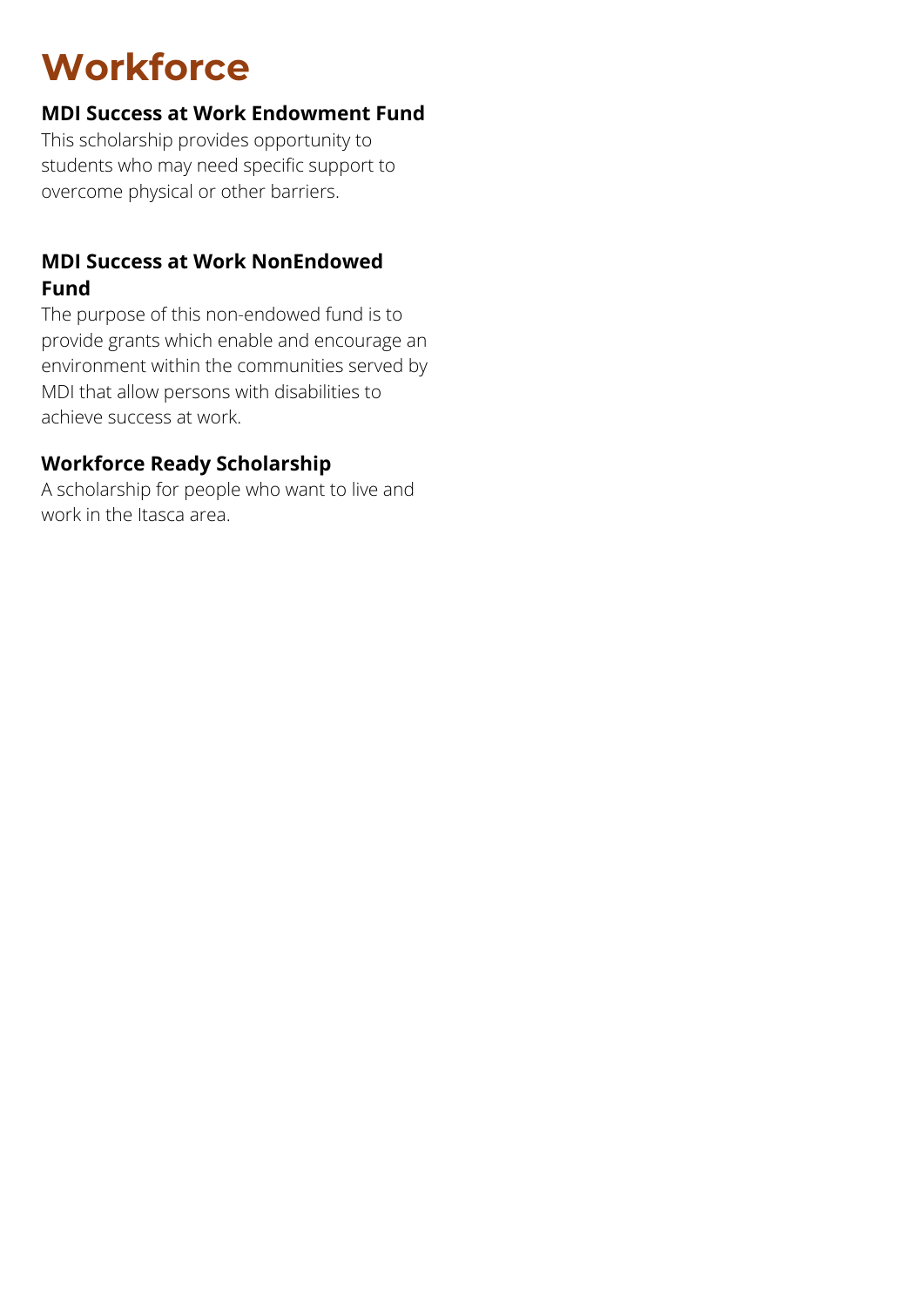# Workforce

### MDI Success at Work Endowment Fund

This scholarship provides opportunity to students who may need specific support to overcome physical or other barriers.

### MDI Success at Work NonEndowed Fund

The purpose of this non-endowed fund is to provide grants which enable and encourage an environment within the communities served by MDI that allow persons with disabilities to achieve success at work.

### Workforce Ready Scholarship

A scholarship for people who want to live and work in the Itasca area.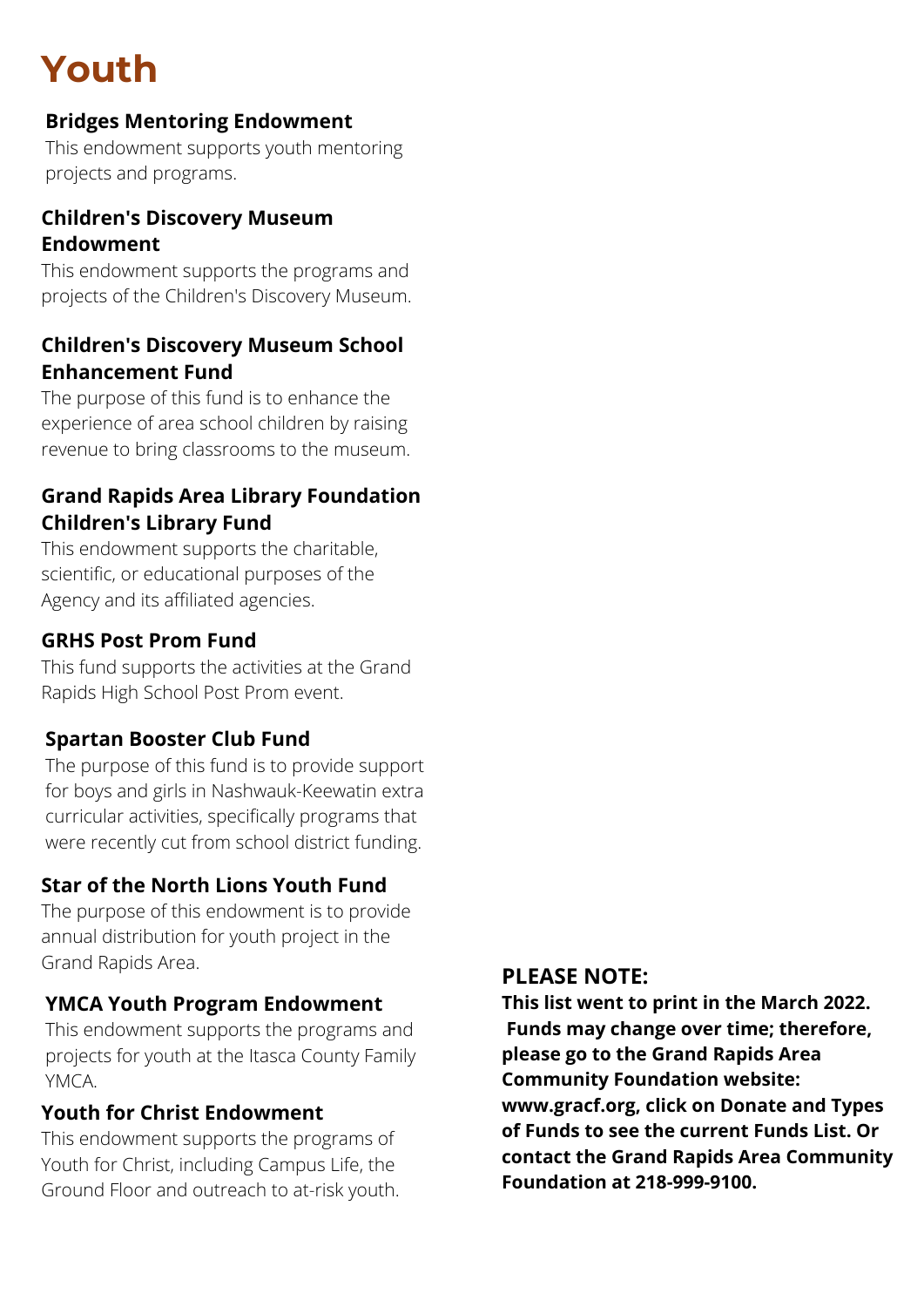# Youth

### Bridges Mentoring Endowment

This endowment supports youth mentoring projects and programs.

### Children's Discovery Museum Endowment

This endowment supports the programs and projects of the Children's Discovery Museum.

### Children's Discovery Museum School Enhancement Fund

The purpose of this fund is to enhance the experience of area school children by raising revenue to bring classrooms to the museum.

### Grand Rapids Area Library Foundation Children's Library Fund

This endowment supports the charitable, scientific, or educational purposes of the Agency and its affiliated agencies.

### GRHS Post Prom Fund

This fund supports the activities at the Grand Rapids High School Post Prom event.

### Spartan Booster Club Fund

The purpose of this fund is to provide support for boys and girls in Nashwauk-Keewatin extra curricular activities, specifically programs that were recently cut from school district funding.

### Star of the North Lions Youth Fund

The purpose of this endowment is to provide annual distribution for youth project in the Grand Rapids Area.

### YMCA Youth Program Endowment

This endowment supports the programs and projects for youth at the Itasca County Family YMCA.

### Youth for Christ Endowment

This endowment supports the programs of Youth for Christ, including Campus Life, the Ground Floor and outreach to at-risk youth.

### PLEASE NOTE:

**This list went to print in the March 2022. Funds may change over time; therefore, please go to the Grand Rapids Area Community Foundation website: www.gracf.org, click on Donate and Types of Funds to see the current Funds List. Or contact the Grand Rapids Area Community Foundation at 218-999-9100.**